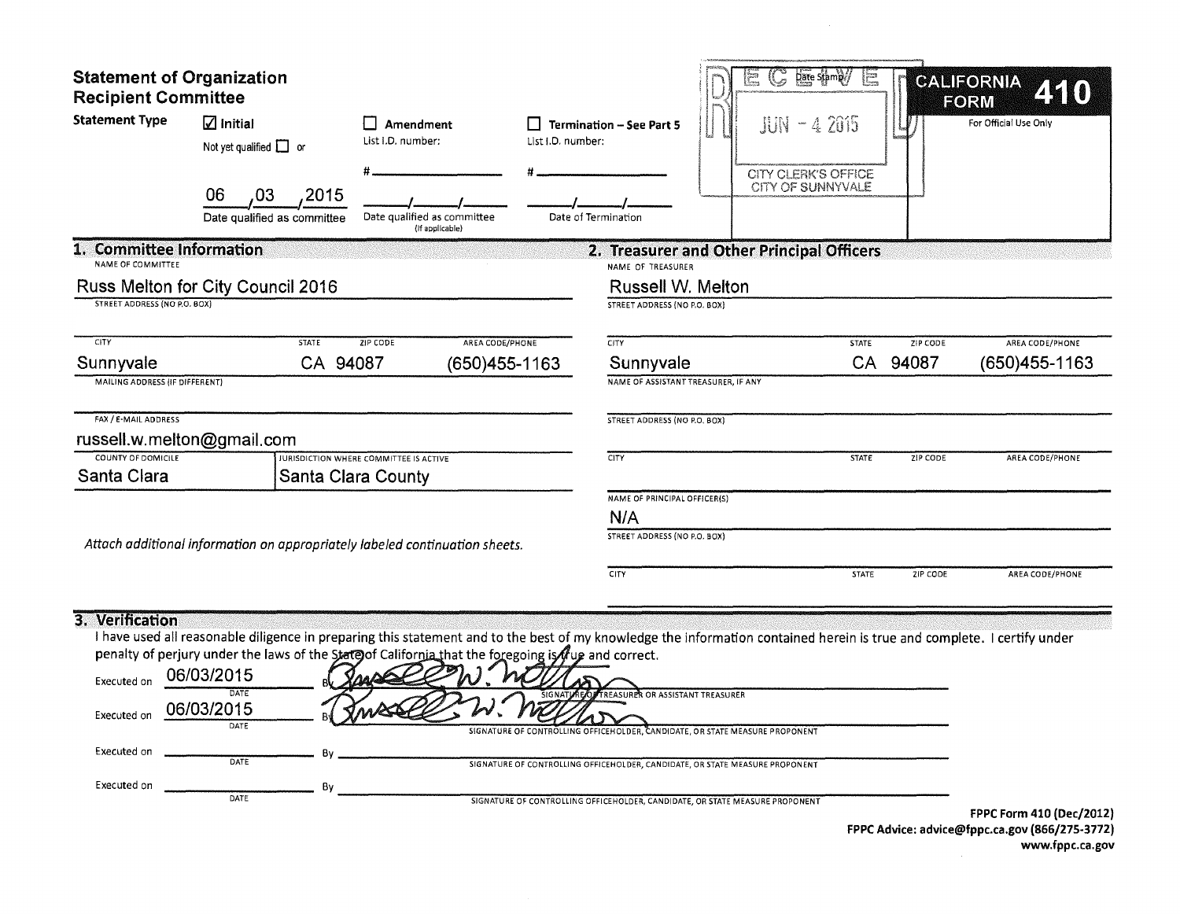# Statement of Organization
## Recipient Committee

**CALIFORNIA FORM 410**

For Official Use Only

**Statement Type**

- ☑ Initial — Not yet qualified ☐ or 06/03/2015 Date qualified as committee
- ☐ Amendment — List I.D. number: # ______ Date qualified as committee (If applicable) ___/___/___
- ☐ Termination – See Part 5 — List I.D. number: # ______ Date of Termination ___/___/___

Date Stamp: RECEIVED JUN - 4 2015 CITY CLERK'S OFFICE CITY OF SUNNYVALE

## 1. Committee Information

NAME OF COMMITTEE
Russ Melton for City Council 2016

STREET ADDRESS (NO P.O. BOX)

| CITY | STATE | ZIP CODE | AREA CODE/PHONE |
| --- | --- | --- | --- |
| Sunnyvale | CA | 94087 | (650)455-1163 |

MAILING ADDRESS (IF DIFFERENT)

FAX / E-MAIL ADDRESS
russell.w.melton@gmail.com

| COUNTY OF DOMICILE | JURISDICTION WHERE COMMITTEE IS ACTIVE |
| --- | --- |
| Santa Clara | Santa Clara County |

*Attach additional information on appropriately labeled continuation sheets.*

## 2. Treasurer and Other Principal Officers

NAME OF TREASURER
Russell W. Melton

STREET ADDRESS (NO P.O. BOX)

| CITY | STATE | ZIP CODE | AREA CODE/PHONE |
| --- | --- | --- | --- |
| Sunnyvale | CA | 94087 | (650)455-1163 |

NAME OF ASSISTANT TREASURER, IF ANY

STREET ADDRESS (NO P.O. BOX)

| CITY | STATE | ZIP CODE | AREA CODE/PHONE |
| --- | --- | --- | --- |
| | | | |

NAME OF PRINCIPAL OFFICER(S)
N/A

STREET ADDRESS (NO P.O. BOX)

| CITY | STATE | ZIP CODE | AREA CODE/PHONE |
| --- | --- | --- | --- |
| | | | |

## 3. Verification

I have used all reasonable diligence in preparing this statement and to the best of my knowledge the information contained herein is true and complete. I certify under penalty of perjury under the laws of the State of California that the foregoing is true and correct.

Executed on 06/03/2015 (DATE) By [signature] — SIGNATURE OF TREASURER OR ASSISTANT TREASURER

Executed on 06/03/2015 (DATE) By [signature] — SIGNATURE OF CONTROLLING OFFICEHOLDER, CANDIDATE, OR STATE MEASURE PROPONENT

Executed on ________ (DATE) By ________ — SIGNATURE OF CONTROLLING OFFICEHOLDER, CANDIDATE, OR STATE MEASURE PROPONENT

Executed on ________ (DATE) By ________ — SIGNATURE OF CONTROLLING OFFICEHOLDER, CANDIDATE, OR STATE MEASURE PROPONENT

FPPC Form 410 (Dec/2012)
FPPC Advice: advice@fppc.ca.gov (866/275-3772)
www.fppc.ca.gov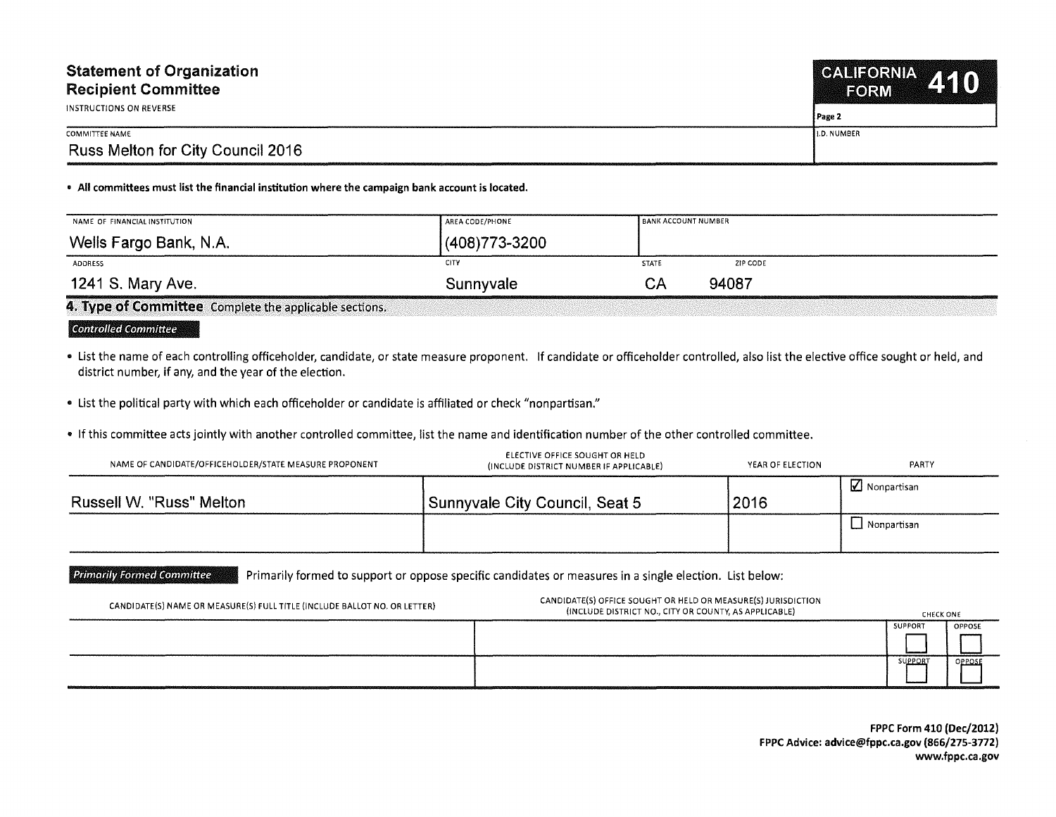# Statement of Organization
## Recipient Committee

INSTRUCTIONS ON REVERSE

**CALIFORNIA FORM 410**

Page 2

| COMMITTEE NAME | I.D. NUMBER |
|---|---|
| Russ Melton for City Council 2016 | |

- **All committees must list the financial institution where the campaign bank account is located.**

| NAME OF FINANCIAL INSTITUTION | AREA CODE/PHONE | BANK ACCOUNT NUMBER | |
|---|---|---|---|
| Wells Fargo Bank, N.A. | (408)773-3200 | | |
| **ADDRESS** | **CITY** | **STATE** | **ZIP CODE** |
| 1241 S. Mary Ave. | Sunnyvale | CA | 94087 |

## 4. Type of Committee Complete the applicable sections.

### *Controlled Committee*

- List the name of each controlling officeholder, candidate, or state measure proponent. If candidate or officeholder controlled, also list the elective office sought or held, and district number, if any, and the year of the election.
- List the political party with which each officeholder or candidate is affiliated or check "nonpartisan."
- If this committee acts jointly with another controlled committee, list the name and identification number of the other controlled committee.

| NAME OF CANDIDATE/OFFICEHOLDER/STATE MEASURE PROPONENT | ELECTIVE OFFICE SOUGHT OR HELD (INCLUDE DISTRICT NUMBER IF APPLICABLE) | YEAR OF ELECTION | PARTY |
|---|---|---|---|
| Russell W. "Russ" Melton | Sunnyvale City Council, Seat 5 | 2016 | ☑ Nonpartisan |
| | | | ☐ Nonpartisan |

### *Primarily Formed Committee*

Primarily formed to support or oppose specific candidates or measures in a single election. List below:

| CANDIDATE(S) NAME OR MEASURE(S) FULL TITLE (INCLUDE BALLOT NO. OR LETTER) | CANDIDATE(S) OFFICE SOUGHT OR HELD OR MEASURE(S) JURISDICTION (INCLUDE DISTRICT NO., CITY OR COUNTY, AS APPLICABLE) | CHECK ONE: SUPPORT | OPPOSE |
|---|---|---|---|
| | | ☐ | ☐ |
| | | ☐ | ☐ |

FPPC Form 410 (Dec/2012)
FPPC Advice: advice@fppc.ca.gov (866/275-3772)
www.fppc.ca.gov